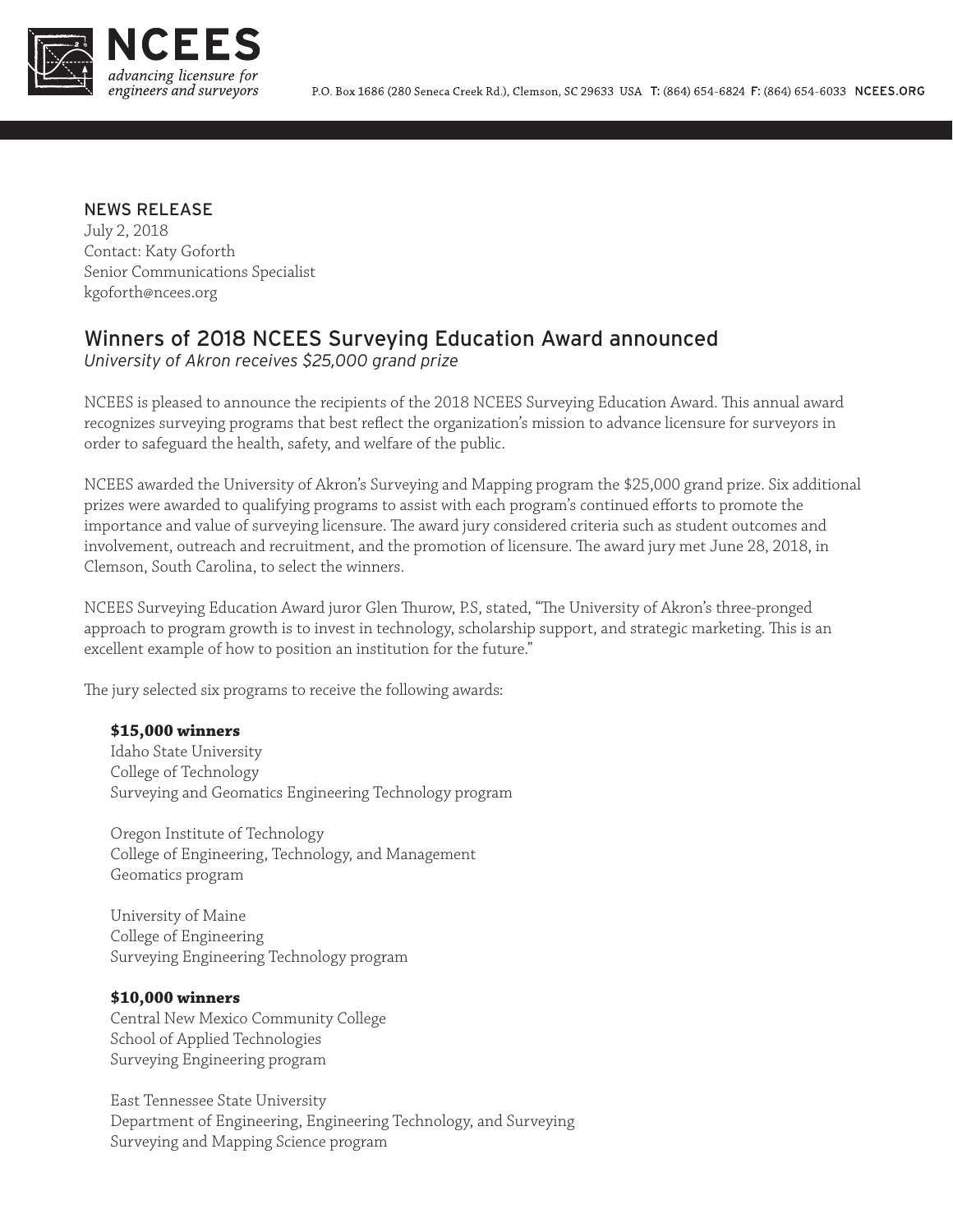NCEES
*advancing licensure for engineers and surveyors*

P.O. Box 1686 (280 Seneca Creek Rd.), Clemson, SC 29633 USA T: (864) 654-6824 F: (864) 654-6033 NCEES.ORG

NEWS RELEASE
July 2, 2018
Contact: Katy Goforth
Senior Communications Specialist
kgoforth@ncees.org

## Winners of 2018 NCEES Surveying Education Award announced

*University of Akron receives $25,000 grand prize*

NCEES is pleased to announce the recipients of the 2018 NCEES Surveying Education Award. This annual award recognizes surveying programs that best reflect the organization's mission to advance licensure for surveyors in order to safeguard the health, safety, and welfare of the public.

NCEES awarded the University of Akron's Surveying and Mapping program the $25,000 grand prize. Six additional prizes were awarded to qualifying programs to assist with each program's continued efforts to promote the importance and value of surveying licensure. The award jury considered criteria such as student outcomes and involvement, outreach and recruitment, and the promotion of licensure. The award jury met June 28, 2018, in Clemson, South Carolina, to select the winners.

NCEES Surveying Education Award juror Glen Thurow, P.S, stated, "The University of Akron's three-pronged approach to program growth is to invest in technology, scholarship support, and strategic marketing. This is an excellent example of how to position an institution for the future."

The jury selected six programs to receive the following awards:

**$15,000 winners**

Idaho State University
College of Technology
Surveying and Geomatics Engineering Technology program

Oregon Institute of Technology
College of Engineering, Technology, and Management
Geomatics program

University of Maine
College of Engineering
Surveying Engineering Technology program

**$10,000 winners**

Central New Mexico Community College
School of Applied Technologies
Surveying Engineering program

East Tennessee State University
Department of Engineering, Engineering Technology, and Surveying
Surveying and Mapping Science program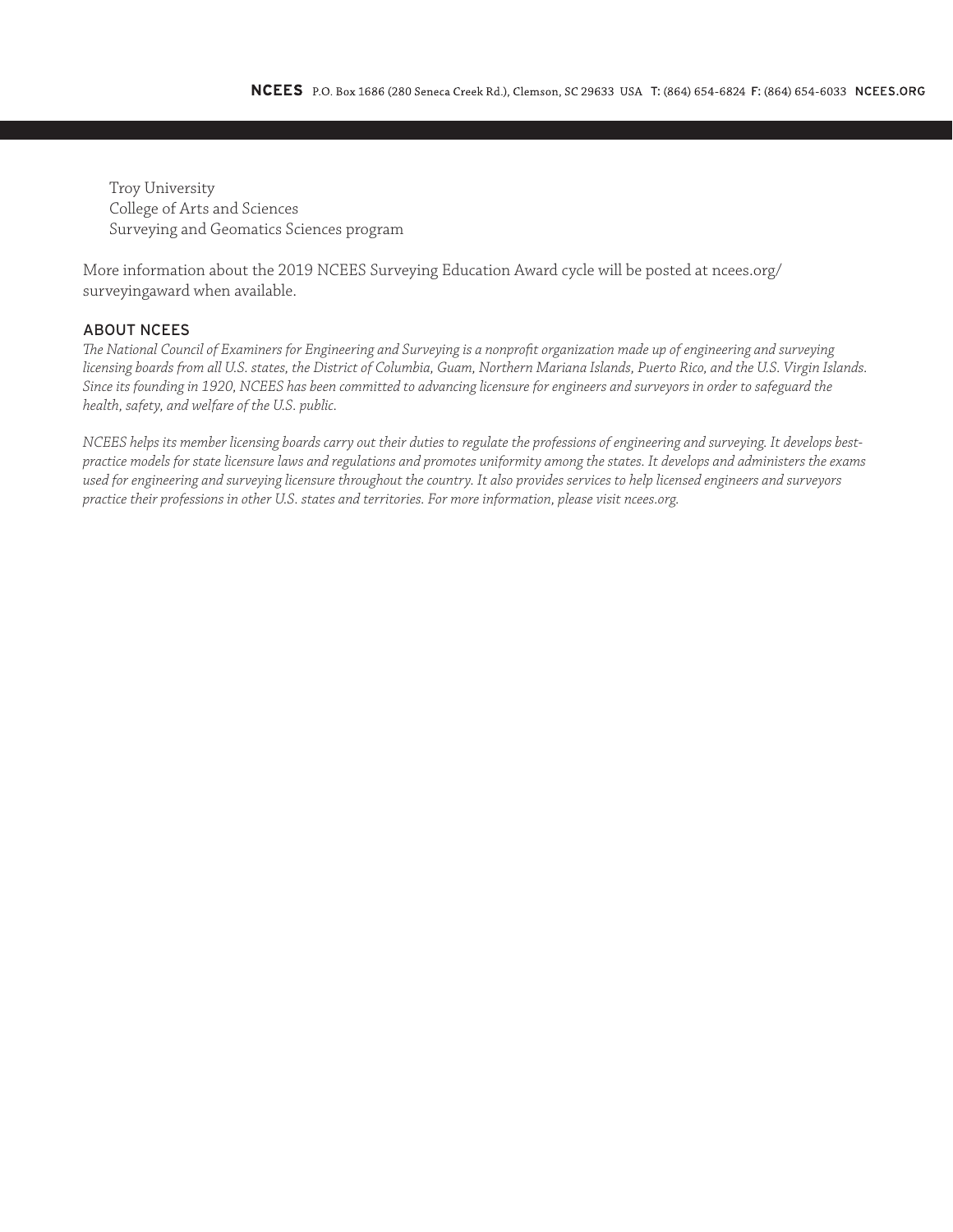Troy University  
College of Arts and Sciences  
Surveying and Geomatics Sciences program

More information about the 2019 NCEES Surveying Education Award cycle will be posted at ncees.org/surveyingaward when available.

## ABOUT NCEES

*The National Council of Examiners for Engineering and Surveying is a nonprofit organization made up of engineering and surveying licensing boards from all U.S. states, the District of Columbia, Guam, Northern Mariana Islands, Puerto Rico, and the U.S. Virgin Islands. Since its founding in 1920, NCEES has been committed to advancing licensure for engineers and surveyors in order to safeguard the health, safety, and welfare of the U.S. public.*

*NCEES helps its member licensing boards carry out their duties to regulate the professions of engineering and surveying. It develops best-practice models for state licensure laws and regulations and promotes uniformity among the states. It develops and administers the exams used for engineering and surveying licensure throughout the country. It also provides services to help licensed engineers and surveyors practice their professions in other U.S. states and territories. For more information, please visit ncees.org.*